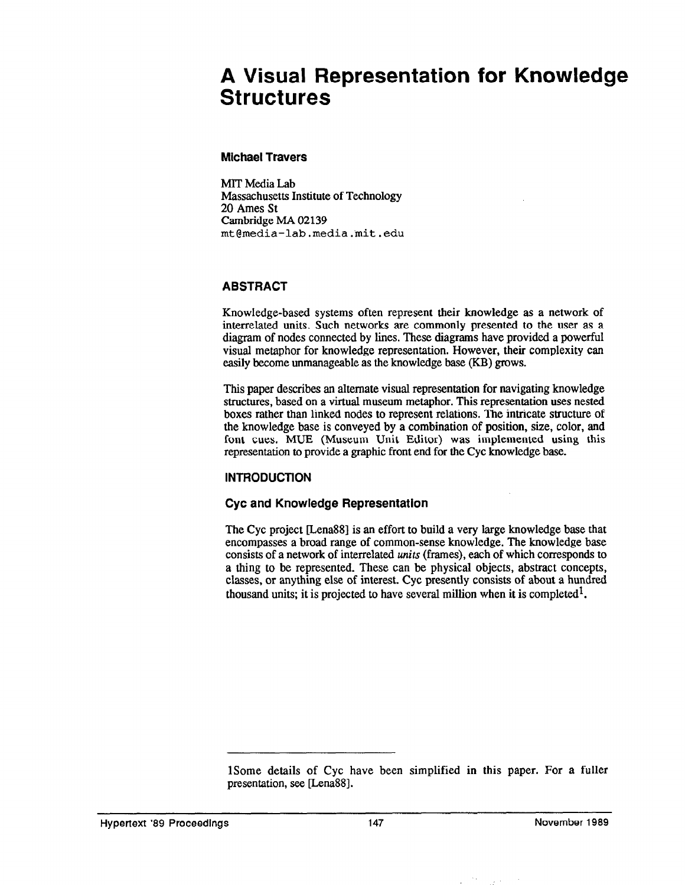# A Visual Representation for Knowledge Structures

**Michael Travers**

MIT Media Lab
Massachusetts Institute of Technology
20 Ames St
Cambridge MA 02139
mt@media-lab.media.mit.edu

## ABSTRACT

Knowledge-based systems often represent their knowledge as a network of interrelated units. Such networks are commonly presented to the user as a diagram of nodes connected by lines. These diagrams have provided a powerful visual metaphor for knowledge representation. However, their complexity can easily become unmanageable as the knowledge base (KB) grows.

This paper describes an alternate visual representation for navigating knowledge structures, based on a virtual museum metaphor. This representation uses nested boxes rather than linked nodes to represent relations. The intricate structure of the knowledge base is conveyed by a combination of position, size, color, and font cues. MUE (Museum Unit Editor) was implemented using this representation to provide a graphic front end for the Cyc knowledge base.

## INTRODUCTION

### Cyc and Knowledge Representation

The Cyc project [Lena88] is an effort to build a very large knowledge base that encompasses a broad range of common-sense knowledge. The knowledge base consists of a network of interrelated *units* (frames), each of which corresponds to a thing to be represented. These can be physical objects, abstract concepts, classes, or anything else of interest. Cyc presently consists of about a hundred thousand units; it is projected to have several million when it is completed[1].

---

1Some details of Cyc have been simplified in this paper. For a fuller presentation, see [Lena88].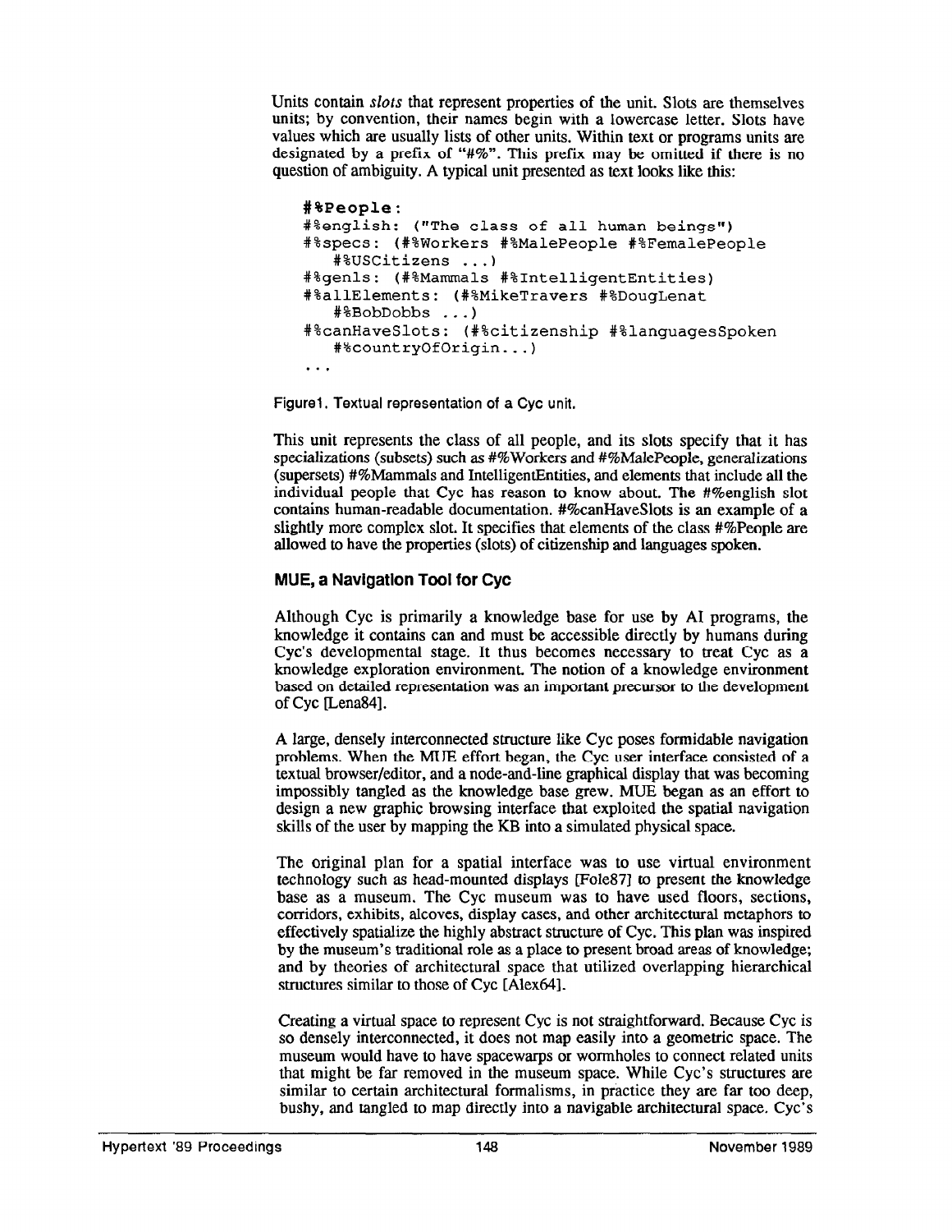Units contain *slots* that represent properties of the unit. Slots are themselves units; by convention, their names begin with a lowercase letter. Slots have values which are usually lists of other units. Within text or programs units are designated by a prefix of "#%". This prefix may be omitted if there is no question of ambiguity. A typical unit presented as text looks like this:

```
#%People:
#%english: ("The class of all human beings")
#%specs: (#%Workers #%MalePeople #%FemalePeople
   #%USCitizens ...)
#%genls: (#%Mammals #%IntelligentEntities)
#%allElements: (#%MikeTravers #%DougLenat
   #%BobDobbs ...)
#%canHaveSlots: (#%citizenship #%languagesSpoken
   #%countryOfOrigin...)
...
```

Figure1. Textual representation of a Cyc unit.

This unit represents the class of all people, and its slots specify that it has specializations (subsets) such as #%Workers and #%MalePeople, generalizations (supersets) #%Mammals and IntelligentEntities, and elements that include all the individual people that Cyc has reason to know about. The #%english slot contains human-readable documentation. #%canHaveSlots is an example of a slightly more complex slot. It specifies that elements of the class #%People are allowed to have the properties (slots) of citizenship and languages spoken.

### MUE, a Navigation Tool for Cyc

Although Cyc is primarily a knowledge base for use by AI programs, the knowledge it contains can and must be accessible directly by humans during Cyc's developmental stage. It thus becomes necessary to treat Cyc as a knowledge exploration environment. The notion of a knowledge environment based on detailed representation was an important precursor to the development of Cyc [Lena84].

A large, densely interconnected structure like Cyc poses formidable navigation problems. When the MUE effort began, the Cyc user interface consisted of a textual browser/editor, and a node-and-line graphical display that was becoming impossibly tangled as the knowledge base grew. MUE began as an effort to design a new graphic browsing interface that exploited the spatial navigation skills of the user by mapping the KB into a simulated physical space.

The original plan for a spatial interface was to use virtual environment technology such as head-mounted displays [Fole87] to present the knowledge base as a museum. The Cyc museum was to have used floors, sections, corridors, exhibits, alcoves, display cases, and other architectural metaphors to effectively spatialize the highly abstract structure of Cyc. This plan was inspired by the museum's traditional role as a place to present broad areas of knowledge; and by theories of architectural space that utilized overlapping hierarchical structures similar to those of Cyc [Alex64].

Creating a virtual space to represent Cyc is not straightforward. Because Cyc is so densely interconnected, it does not map easily into a geometric space. The museum would have to have spacewarps or wormholes to connect related units that might be far removed in the museum space. While Cyc's structures are similar to certain architectural formalisms, in practice they are far too deep, bushy, and tangled to map directly into a navigable architectural space. Cyc's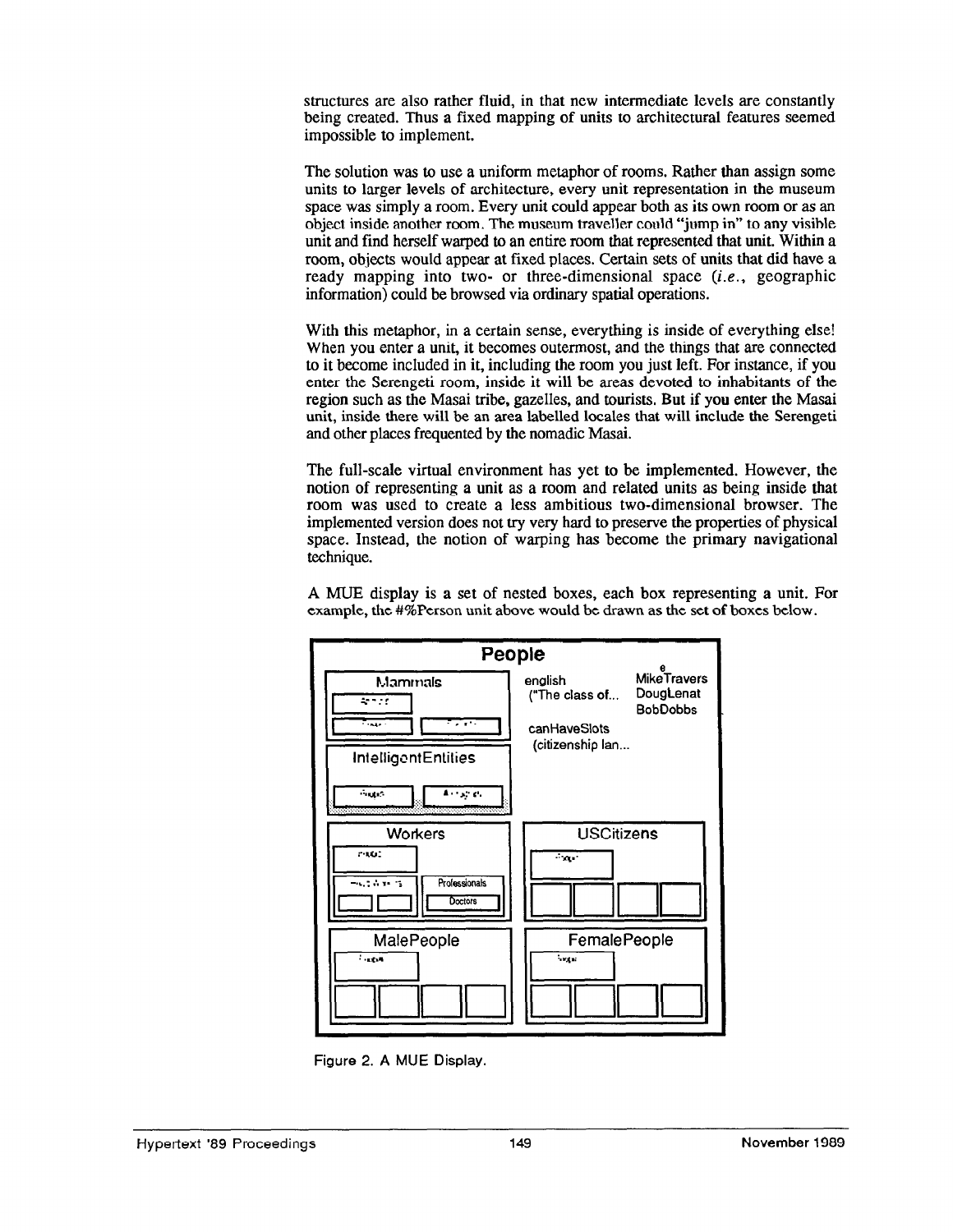structures are also rather fluid, in that new intermediate levels are constantly being created. Thus a fixed mapping of units to architectural features seemed impossible to implement.

The solution was to use a uniform metaphor of rooms. Rather than assign some units to larger levels of architecture, every unit representation in the museum space was simply a room. Every unit could appear both as its own room or as an object inside another room. The museum traveller could "jump in" to any visible unit and find herself warped to an entire room that represented that unit. Within a room, objects would appear at fixed places. Certain sets of units that did have a ready mapping into two- or three-dimensional space (*i.e.*, geographic information) could be browsed via ordinary spatial operations.

With this metaphor, in a certain sense, everything is inside of everything else! When you enter a unit, it becomes outermost, and the things that are connected to it become included in it, including the room you just left. For instance, if you enter the Serengeti room, inside it will be areas devoted to inhabitants of the region such as the Masai tribe, gazelles, and tourists. But if you enter the Masai unit, inside there will be an area labelled locales that will include the Serengeti and other places frequented by the nomadic Masai.

The full-scale virtual environment has yet to be implemented. However, the notion of representing a unit as a room and related units as being inside that room was used to create a less ambitious two-dimensional browser. The implemented version does not try very hard to preserve the properties of physical space. Instead, the notion of warping has become the primary navigational technique.

A MUE display is a set of nested boxes, each box representing a unit. For example, the #%Person unit above would be drawn as the set of boxes below.

People

Mammals

IntelligentEntities

english
("The class of...

canHaveSlots
(citizenship lan...

MikeTravers
DougLenat
BobDobbs

Workers

Professionals

Doctors

USCitizens

MalePeople

FemalePeople

Figure 2. A MUE Display.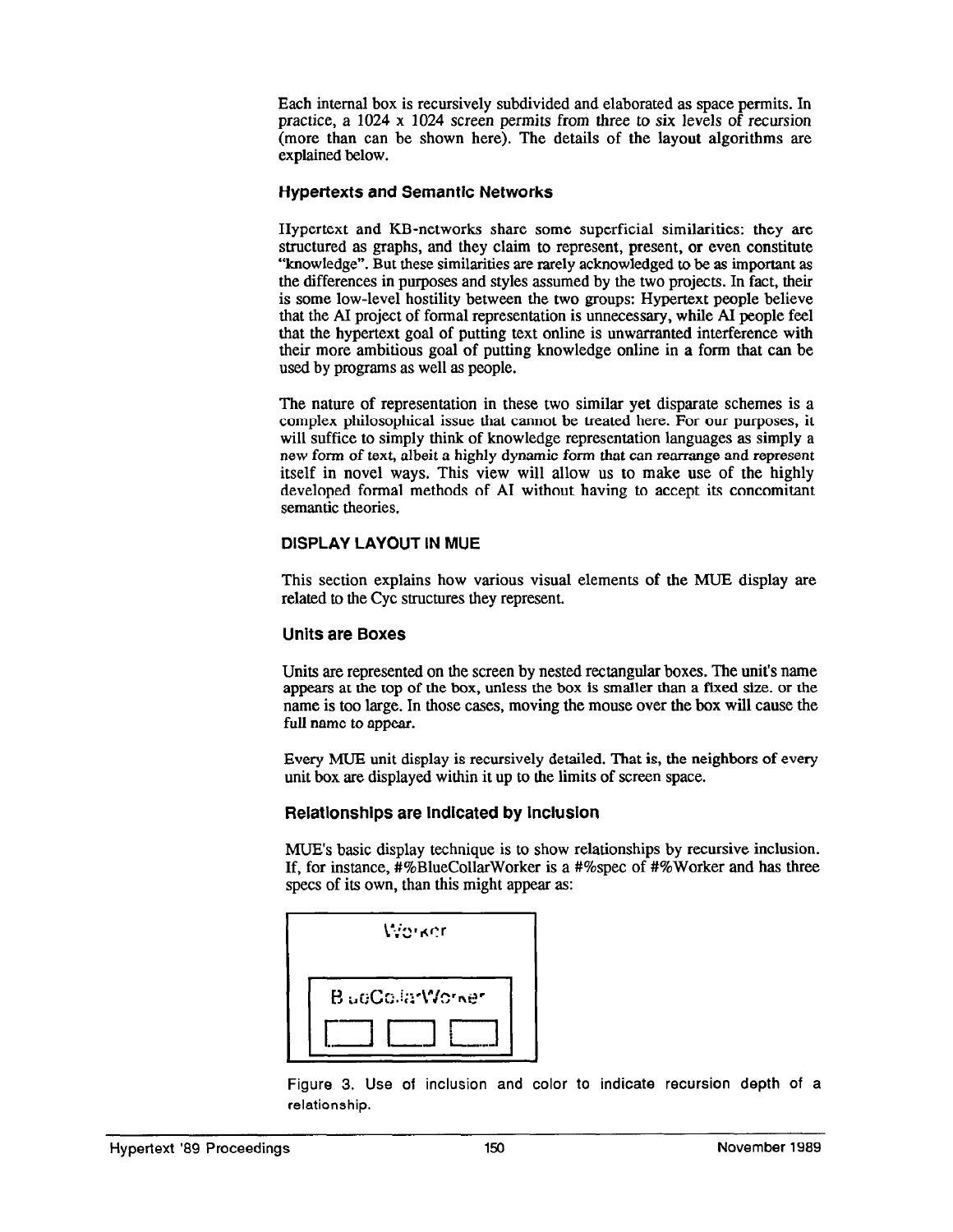Each internal box is recursively subdivided and elaborated as space permits. In practice, a 1024 x 1024 screen permits from three to six levels of recursion (more than can be shown here). The details of the layout algorithms are explained below.

### Hypertexts and Semantic Networks

Hypertext and KB-networks share some superficial similarities: they are structured as graphs, and they claim to represent, present, or even constitute "knowledge". But these similarities are rarely acknowledged to be as important as the differences in purposes and styles assumed by the two projects. In fact, their is some low-level hostility between the two groups: Hypertext people believe that the AI project of formal representation is unnecessary, while AI people feel that the hypertext goal of putting text online is unwarranted interference with their more ambitious goal of putting knowledge online in a form that can be used by programs as well as people.

The nature of representation in these two similar yet disparate schemes is a complex philosophical issue that cannot be treated here. For our purposes, it will suffice to simply think of knowledge representation languages as simply a new form of text, albeit a highly dynamic form that can rearrange and represent itself in novel ways. This view will allow us to make use of the highly developed formal methods of AI without having to accept its concomitant semantic theories.

## DISPLAY LAYOUT IN MUE

This section explains how various visual elements of the MUE display are related to the Cyc structures they represent.

### Units are Boxes

Units are represented on the screen by nested rectangular boxes. The unit's name appears at the top of the box, unless the box is smaller than a fixed size. or the name is too large. In those cases, moving the mouse over the box will cause the full name to appear.

Every MUE unit display is recursively detailed. That is, the neighbors of every unit box are displayed within it up to the limits of screen space.

### Relationships are Indicated by Inclusion

MUE's basic display technique is to show relationships by recursive inclusion. If, for instance, #%BlueCollarWorker is a #%spec of #%Worker and has three specs of its own, than this might appear as:

Worker

BlueCollarWorker

Figure 3. Use of inclusion and color to indicate recursion depth of a relationship.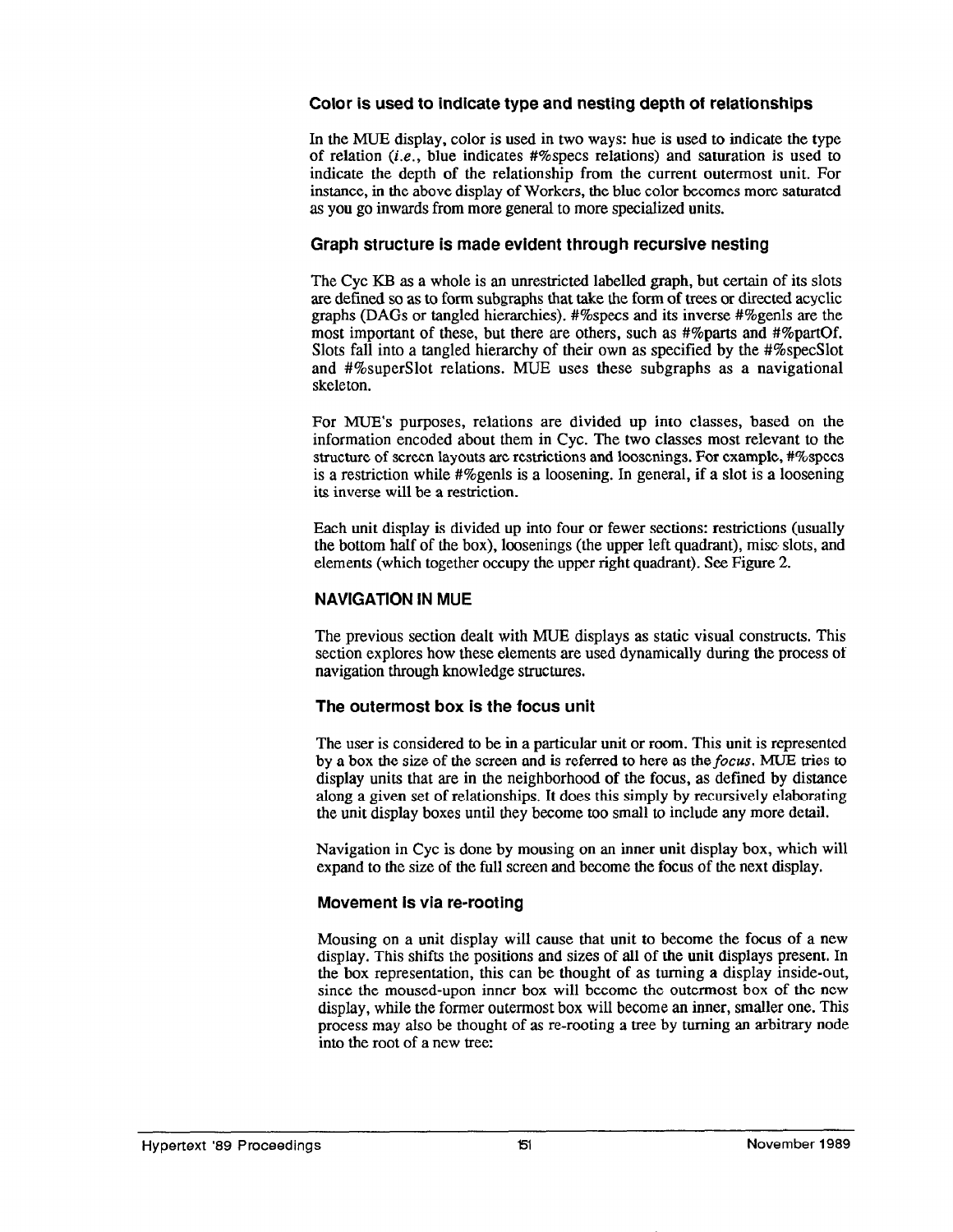### Color is used to indicate type and nesting depth of relationships

In the MUE display, color is used in two ways: hue is used to indicate the type of relation (*i.e.*, blue indicates #%specs relations) and saturation is used to indicate the depth of the relationship from the current outermost unit. For instance, in the above display of Workers, the blue color becomes more saturated as you go inwards from more general to more specialized units.

### Graph structure is made evident through recursive nesting

The Cyc KB as a whole is an unrestricted labelled graph, but certain of its slots are defined so as to form subgraphs that take the form of trees or directed acyclic graphs (DAGs or tangled hierarchies). #%specs and its inverse #%genls are the most important of these, but there are others, such as #%parts and #%partOf. Slots fall into a tangled hierarchy of their own as specified by the #%specSlot and #%superSlot relations. MUE uses these subgraphs as a navigational skeleton.

For MUE's purposes, relations are divided up into classes, based on the information encoded about them in Cyc. The two classes most relevant to the structure of screen layouts are restrictions and loosenings. For example, #%specs is a restriction while #%genls is a loosening. In general, if a slot is a loosening its inverse will be a restriction.

Each unit display is divided up into four or fewer sections: restrictions (usually the bottom half of the box), loosenings (the upper left quadrant), misc slots, and elements (which together occupy the upper right quadrant). See Figure 2.

## NAVIGATION IN MUE

The previous section dealt with MUE displays as static visual constructs. This section explores how these elements are used dynamically during the process of navigation through knowledge structures.

### The outermost box is the focus unit

The user is considered to be in a particular unit or room. This unit is represented by a box the size of the screen and is referred to here as the *focus*. MUE tries to display units that are in the neighborhood of the focus, as defined by distance along a given set of relationships. It does this simply by recursively elaborating the unit display boxes until they become too small to include any more detail.

Navigation in Cyc is done by mousing on an inner unit display box, which will expand to the size of the full screen and become the focus of the next display.

### Movement is via re-rooting

Mousing on a unit display will cause that unit to become the focus of a new display. This shifts the positions and sizes of all of the unit displays present. In the box representation, this can be thought of as turning a display inside-out, since the moused-upon inner box will become the outermost box of the new display, while the former outermost box will become an inner, smaller one. This process may also be thought of as re-rooting a tree by turning an arbitrary node into the root of a new tree: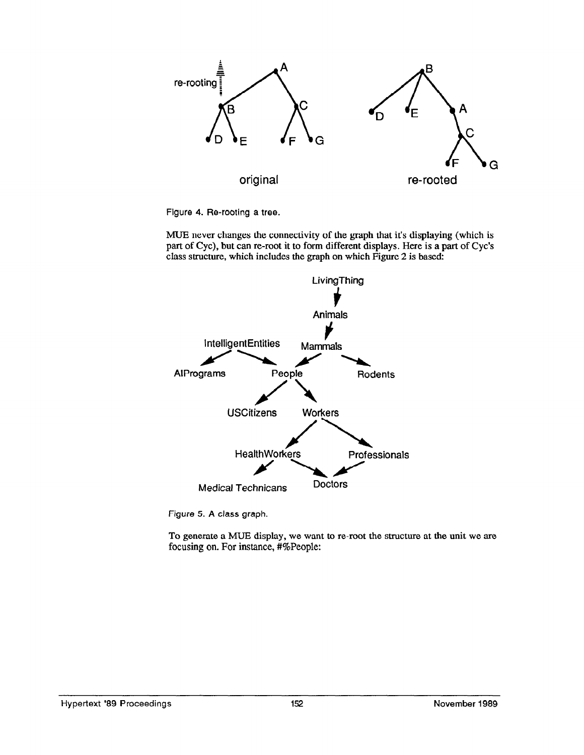Figure 4. Re-rooting a tree.

MUE never changes the connectivity of the graph that it's displaying (which is part of Cyc), but can re-root it to form different displays. Here is a part of Cyc's class structure, which includes the graph on which Figure 2 is based:

Figure 5. A class graph.

To generate a MUE display, we want to re-root the structure at the unit we are focusing on. For instance, #%People: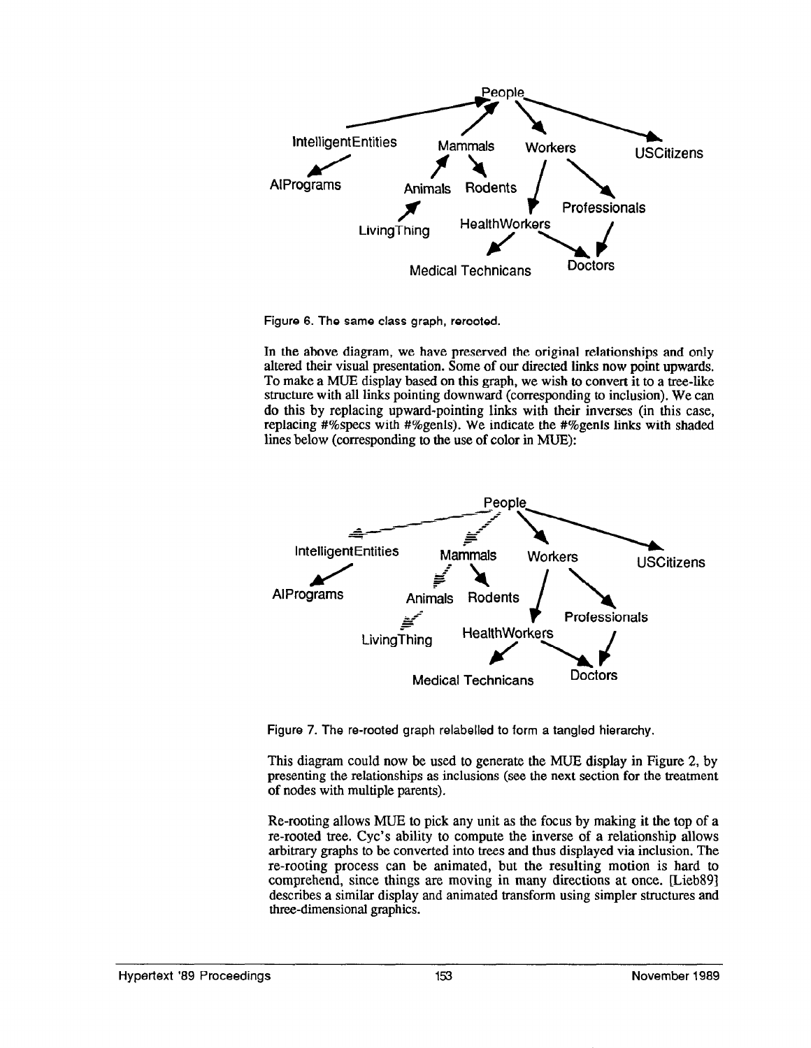Figure 6. The same class graph, rerooted.

In the above diagram, we have preserved the original relationships and only altered their visual presentation. Some of our directed links now point upwards. To make a MUE display based on this graph, we wish to convert it to a tree-like structure with all links pointing downward (corresponding to inclusion). We can do this by replacing upward-pointing links with their inverses (in this case, replacing #%specs with #%genls). We indicate the #%genls links with shaded lines below (corresponding to the use of color in MUE):

Figure 7. The re-rooted graph relabelled to form a tangled hierarchy.

This diagram could now be used to generate the MUE display in Figure 2, by presenting the relationships as inclusions (see the next section for the treatment of nodes with multiple parents).

Re-rooting allows MUE to pick any unit as the focus by making it the top of a re-rooted tree. Cyc's ability to compute the inverse of a relationship allows arbitrary graphs to be converted into trees and thus displayed via inclusion. The re-rooting process can be animated, but the resulting motion is hard to comprehend, since things are moving in many directions at once. [Lieb89] describes a similar display and animated transform using simpler structures and three-dimensional graphics.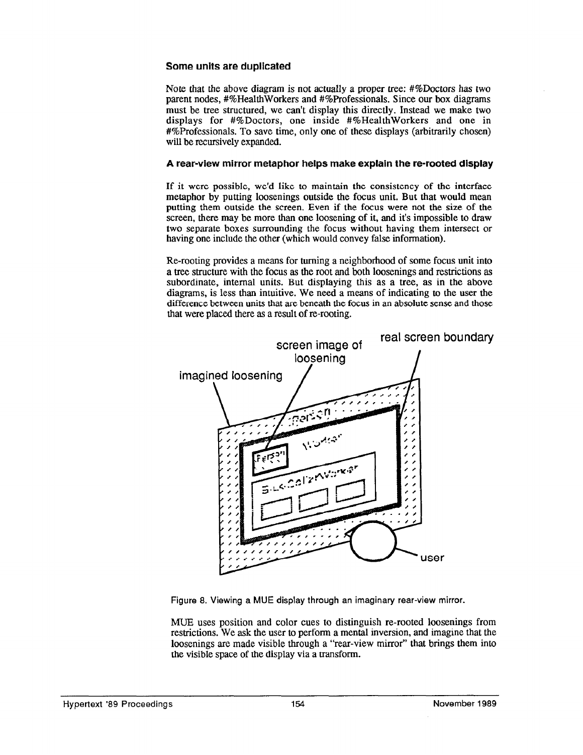### Some units are duplicated

Note that the above diagram is not actually a proper tree: #%Doctors has two parent nodes, #%HealthWorkers and #%Professionals. Since our box diagrams must be tree structured, we can't display this directly. Instead we make two displays for #%Doctors, one inside #%HealthWorkers and one in #%Professionals. To save time, only one of these displays (arbitrarily chosen) will be recursively expanded.

### A rear-view mirror metaphor helps make explain the re-rooted display

If it were possible, we'd like to maintain the consistency of the interface metaphor by putting loosenings outside the focus unit. But that would mean putting them outside the screen. Even if the focus were not the size of the screen, there may be more than one loosening of it, and it's impossible to draw two separate boxes surrounding the focus without having them intersect or having one include the other (which would convey false information).

Re-rooting provides a means for turning a neighborhood of some focus unit into a tree structure with the focus as the root and both loosenings and restrictions as subordinate, internal units. But displaying this as a tree, as in the above diagrams, is less than intuitive. We need a means of indicating to the user the difference between units that are beneath the focus in an absolute sense and those that were placed there as a result of re-rooting.

Figure 8. Viewing a MUE display through an imaginary rear-view mirror.

MUE uses position and color cues to distinguish re-rooted loosenings from restrictions. We ask the user to perform a mental inversion, and imagine that the loosenings are made visible through a "rear-view mirror" that brings them into the visible space of the display via a transform.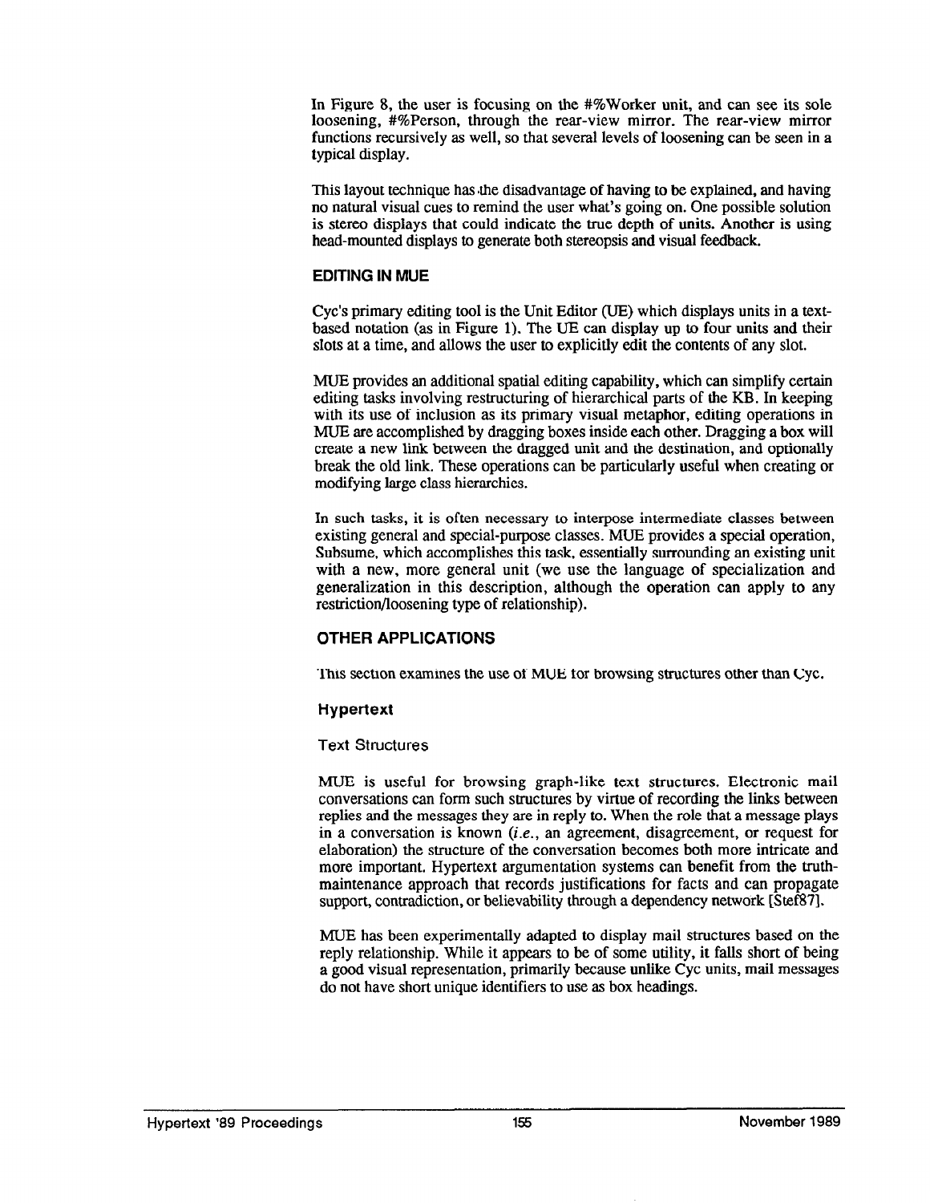In Figure 8, the user is focusing on the #%Worker unit, and can see its sole loosening, #%Person, through the rear-view mirror. The rear-view mirror functions recursively as well, so that several levels of loosening can be seen in a typical display.

This layout technique has the disadvantage of having to be explained, and having no natural visual cues to remind the user what's going on. One possible solution is stereo displays that could indicate the true depth of units. Another is using head-mounted displays to generate both stereopsis and visual feedback.

### EDITING IN MUE

Cyc's primary editing tool is the Unit Editor (UE) which displays units in a text-based notation (as in Figure 1). The UE can display up to four units and their slots at a time, and allows the user to explicitly edit the contents of any slot.

MUE provides an additional spatial editing capability, which can simplify certain editing tasks involving restructuring of hierarchical parts of the KB. In keeping with its use of inclusion as its primary visual metaphor, editing operations in MUE are accomplished by dragging boxes inside each other. Dragging a box will create a new link between the dragged unit and the destination, and optionally break the old link. These operations can be particularly useful when creating or modifying large class hierarchies.

In such tasks, it is often necessary to interpose intermediate classes between existing general and special-purpose classes. MUE provides a special operation, Subsume, which accomplishes this task, essentially surrounding an existing unit with a new, more general unit (we use the language of specialization and generalization in this description, although the operation can apply to any restriction/loosening type of relationship).

## OTHER APPLICATIONS

This section examines the use of MUE for browsing structures other than Cyc.

### Hypertext

#### Text Structures

MUE is useful for browsing graph-like text structures. Electronic mail conversations can form such structures by virtue of recording the links between replies and the messages they are in reply to. When the role that a message plays in a conversation is known (*i.e.*, an agreement, disagreement, or request for elaboration) the structure of the conversation becomes both more intricate and more important. Hypertext argumentation systems can benefit from the truth-maintenance approach that records justifications for facts and can propagate support, contradiction, or believability through a dependency network [Stef87].

MUE has been experimentally adapted to display mail structures based on the reply relationship. While it appears to be of some utility, it falls short of being a good visual representation, primarily because unlike Cyc units, mail messages do not have short unique identifiers to use as box headings.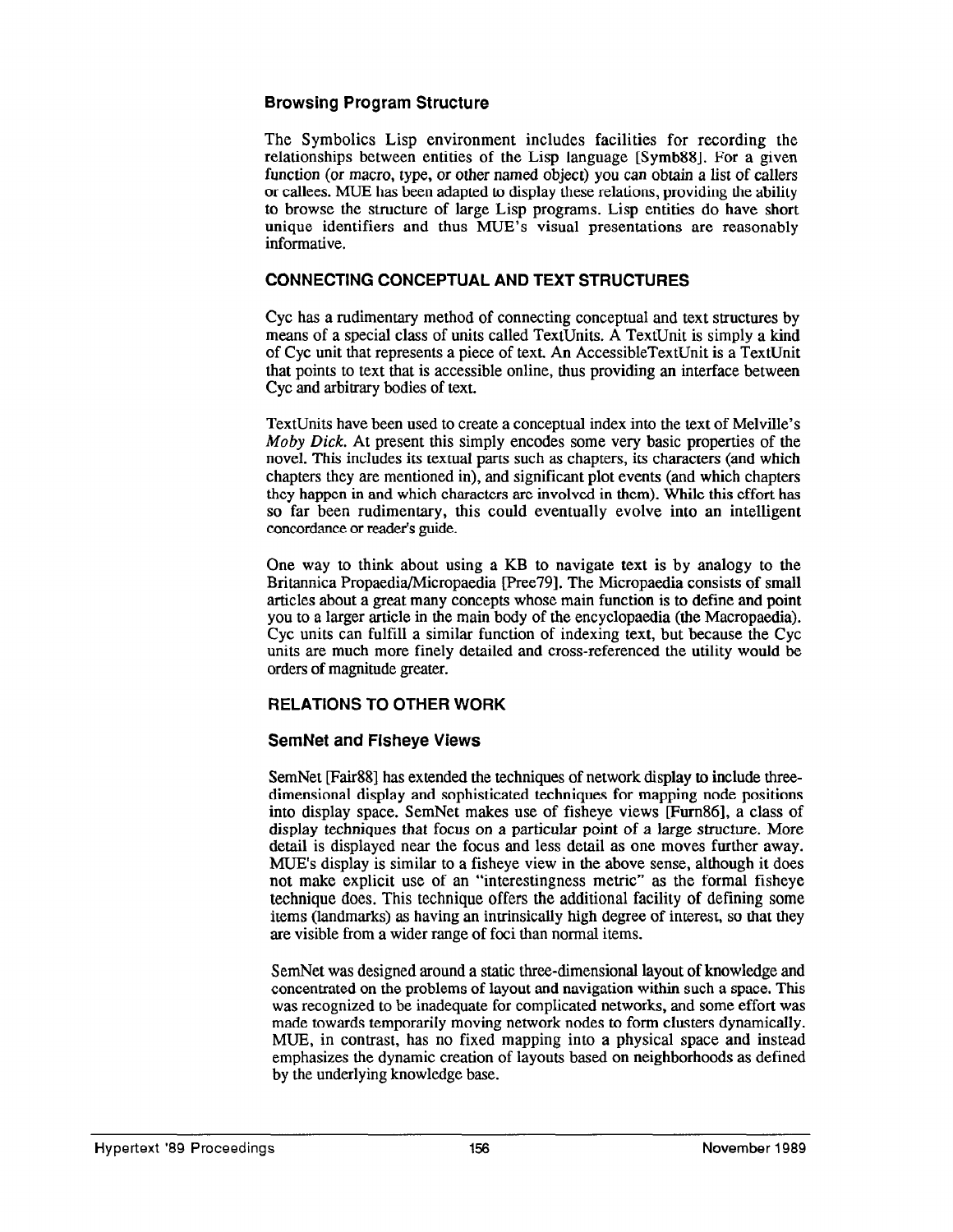### Browsing Program Structure

The Symbolics Lisp environment includes facilities for recording the relationships between entities of the Lisp language [Symb88]. For a given function (or macro, type, or other named object) you can obtain a list of callers or callees. MUE has been adapted to display these relations, providing the ability to browse the structure of large Lisp programs. Lisp entities do have short unique identifiers and thus MUE's visual presentations are reasonably informative.

## CONNECTING CONCEPTUAL AND TEXT STRUCTURES

Cyc has a rudimentary method of connecting conceptual and text structures by means of a special class of units called TextUnits. A TextUnit is simply a kind of Cyc unit that represents a piece of text. An AccessibleTextUnit is a TextUnit that points to text that is accessible online, thus providing an interface between Cyc and arbitrary bodies of text.

TextUnits have been used to create a conceptual index into the text of Melville's *Moby Dick*. At present this simply encodes some very basic properties of the novel. This includes its textual parts such as chapters, its characters (and which chapters they are mentioned in), and significant plot events (and which chapters they happen in and which characters are involved in them). While this effort has so far been rudimentary, this could eventually evolve into an intelligent concordance or reader's guide.

One way to think about using a KB to navigate text is by analogy to the Britannica Propaedia/Micropaedia [Pree79]. The Micropaedia consists of small articles about a great many concepts whose main function is to define and point you to a larger article in the main body of the encyclopaedia (the Macropaedia). Cyc units can fulfill a similar function of indexing text, but because the Cyc units are much more finely detailed and cross-referenced the utility would be orders of magnitude greater.

## RELATIONS TO OTHER WORK

### SemNet and Fisheye Views

SemNet [Fair88] has extended the techniques of network display to include three-dimensional display and sophisticated techniques for mapping node positions into display space. SemNet makes use of fisheye views [Furn86], a class of display techniques that focus on a particular point of a large structure. More detail is displayed near the focus and less detail as one moves further away. MUE's display is similar to a fisheye view in the above sense, although it does not make explicit use of an "interestingness metric" as the formal fisheye technique does. This technique offers the additional facility of defining some items (landmarks) as having an intrinsically high degree of interest, so that they are visible from a wider range of foci than normal items.

SemNet was designed around a static three-dimensional layout of knowledge and concentrated on the problems of layout and navigation within such a space. This was recognized to be inadequate for complicated networks, and some effort was made towards temporarily moving network nodes to form clusters dynamically. MUE, in contrast, has no fixed mapping into a physical space and instead emphasizes the dynamic creation of layouts based on neighborhoods as defined by the underlying knowledge base.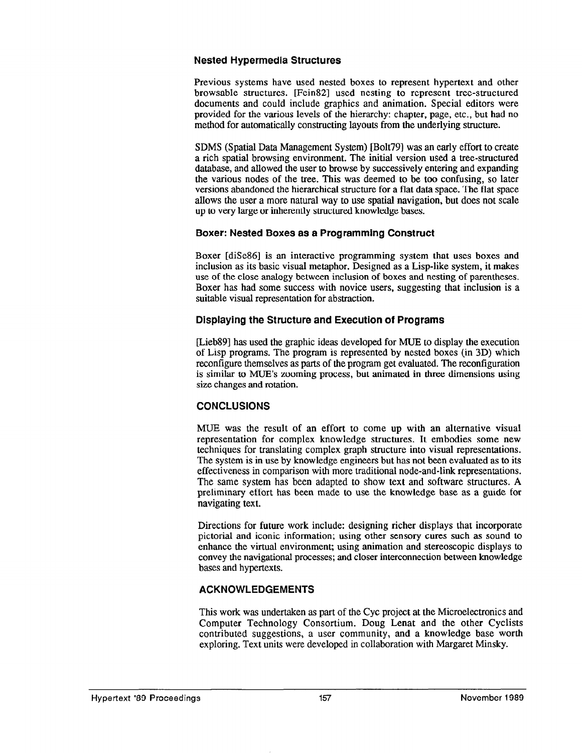### Nested Hypermedia Structures

Previous systems have used nested boxes to represent hypertext and other browsable structures. [Fein82] used nesting to represent tree-structured documents and could include graphics and animation. Special editors were provided for the various levels of the hierarchy: chapter, page, etc., but had no method for automatically constructing layouts from the underlying structure.

SDMS (Spatial Data Management System) [Bolt79] was an early effort to create a rich spatial browsing environment. The initial version used a tree-structured database, and allowed the user to browse by successively entering and expanding the various nodes of the tree. This was deemed to be too confusing, so later versions abandoned the hierarchical structure for a flat data space. The flat space allows the user a more natural way to use spatial navigation, but does not scale up to very large or inherently structured knowledge bases.

### Boxer: Nested Boxes as a Programming Construct

Boxer [diSe86] is an interactive programming system that uses boxes and inclusion as its basic visual metaphor. Designed as a Lisp-like system, it makes use of the close analogy between inclusion of boxes and nesting of parentheses. Boxer has had some success with novice users, suggesting that inclusion is a suitable visual representation for abstraction.

### Displaying the Structure and Execution of Programs

[Lieb89] has used the graphic ideas developed for MUE to display the execution of Lisp programs. The program is represented by nested boxes (in 3D) which reconfigure themselves as parts of the program get evaluated. The reconfiguration is similar to MUE's zooming process, but animated in three dimensions using size changes and rotation.

## CONCLUSIONS

MUE was the result of an effort to come up with an alternative visual representation for complex knowledge structures. It embodies some new techniques for translating complex graph structure into visual representations. The system is in use by knowledge engineers but has not been evaluated as to its effectiveness in comparison with more traditional node-and-link representations. The same system has been adapted to show text and software structures. A preliminary effort has been made to use the knowledge base as a guide for navigating text.

Directions for future work include: designing richer displays that incorporate pictorial and iconic information; using other sensory cures such as sound to enhance the virtual environment; using animation and stereoscopic displays to convey the navigational processes; and closer interconnection between knowledge bases and hypertexts.

## ACKNOWLEDGEMENTS

This work was undertaken as part of the Cyc project at the Microelectronics and Computer Technology Consortium. Doug Lenat and the other Cyclists contributed suggestions, a user community, and a knowledge base worth exploring. Text units were developed in collaboration with Margaret Minsky.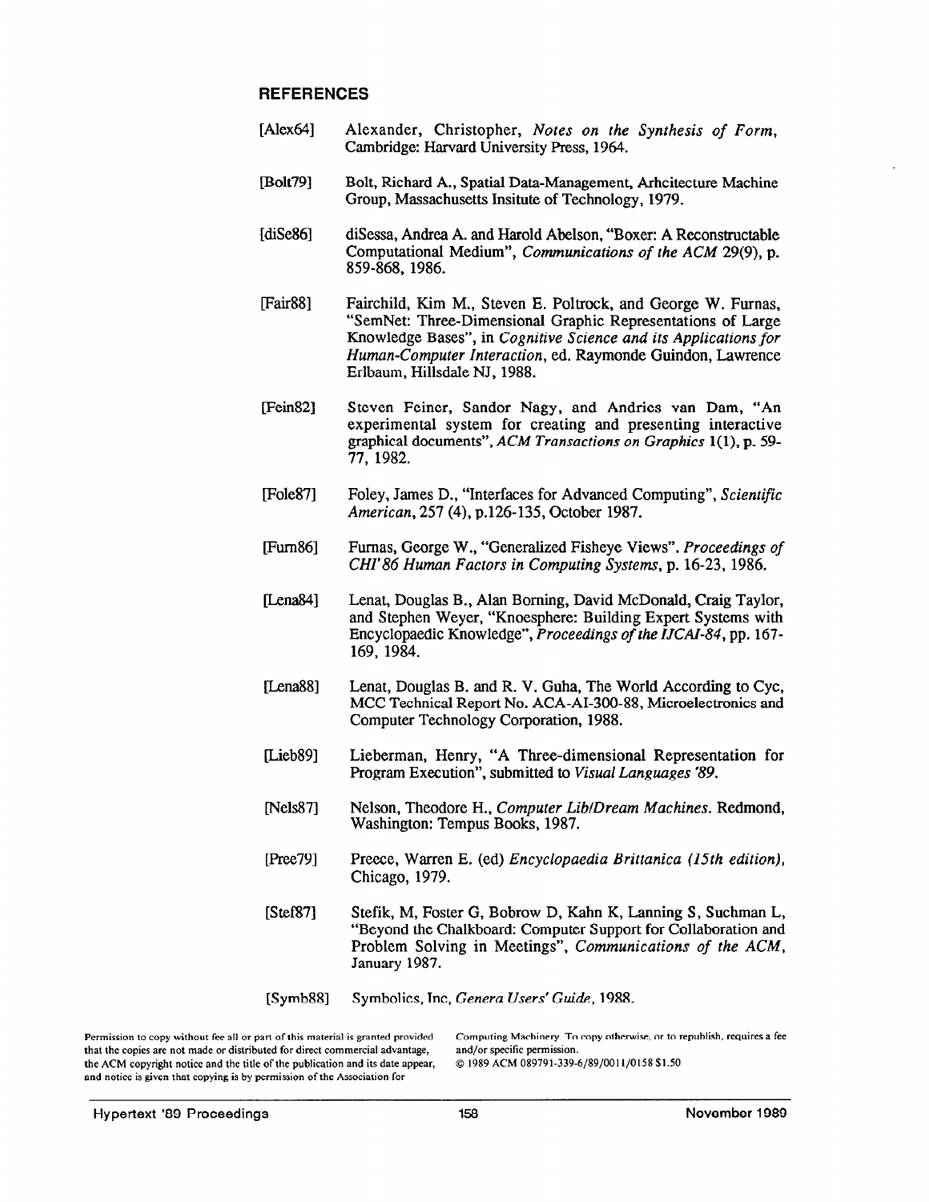## REFERENCES

[Alex64] Alexander, Christopher, *Notes on the Synthesis of Form*, Cambridge: Harvard University Press, 1964.

[Bolt79] Bolt, Richard A., Spatial Data-Management, Arhcitecture Machine Group, Massachusetts Insitute of Technology, 1979.

[diSe86] diSessa, Andrea A. and Harold Abelson, "Boxer: A Reconstructable Computational Medium", *Communications of the ACM* 29(9), p. 859-868, 1986.

[Fair88] Fairchild, Kim M., Steven E. Poltrock, and George W. Furnas, "SemNet: Three-Dimensional Graphic Representations of Large Knowledge Bases", in *Cognitive Science and its Applications for Human-Computer Interaction*, ed. Raymonde Guindon, Lawrence Erlbaum, Hillsdale NJ, 1988.

[Fein82] Steven Feiner, Sandor Nagy, and Andries van Dam, "An experimental system for creating and presenting interactive graphical documents", *ACM Transactions on Graphics* 1(1), p. 59-77, 1982.

[Fole87] Foley, James D., "Interfaces for Advanced Computing", *Scientific American*, 257 (4), p.126-135, October 1987.

[Furn86] Furnas, George W., "Generalized Fisheye Views". *Proceedings of CHI'86 Human Factors in Computing Systems*, p. 16-23, 1986.

[Lena84] Lenat, Douglas B., Alan Borning, David McDonald, Craig Taylor, and Stephen Weyer, "Knoesphere: Building Expert Systems with Encyclopaedic Knowledge", *Proceedings of the IJCAI-84*, pp. 167-169, 1984.

[Lena88] Lenat, Douglas B. and R. V. Guha, The World According to Cyc, MCC Technical Report No. ACA-AI-300-88, Microelectronics and Computer Technology Corporation, 1988.

[Lieb89] Lieberman, Henry, "A Three-dimensional Representation for Program Execution", submitted to *Visual Languages '89*.

[Nels87] Nelson, Theodore H., *Computer Lib/Dream Machines*. Redmond, Washington: Tempus Books, 1987.

[Pree79] Preece, Warren E. (ed) *Encyclopaedia Brittanica (15th edition)*, Chicago, 1979.

[Stef87] Stefik, M, Foster G, Bobrow D, Kahn K, Lanning S, Suchman L, "Beyond the Chalkboard: Computer Support for Collaboration and Problem Solving in Meetings", *Communications of the ACM*, January 1987.

[Symb88] Symbolics, Inc, *Genera Users' Guide*, 1988.

Permission to copy without fee all or part of this material is granted provided that the copies are not made or distributed for direct commercial advantage, the ACM copyright notice and the title of the publication and its date appear, and notice is given that copying is by permission of the Association for Computing Machinery. To copy otherwise, or to republish, requires a fee and/or specific permission.

© 1989 ACM 089791-339-6/89/0011/0158 $1.50